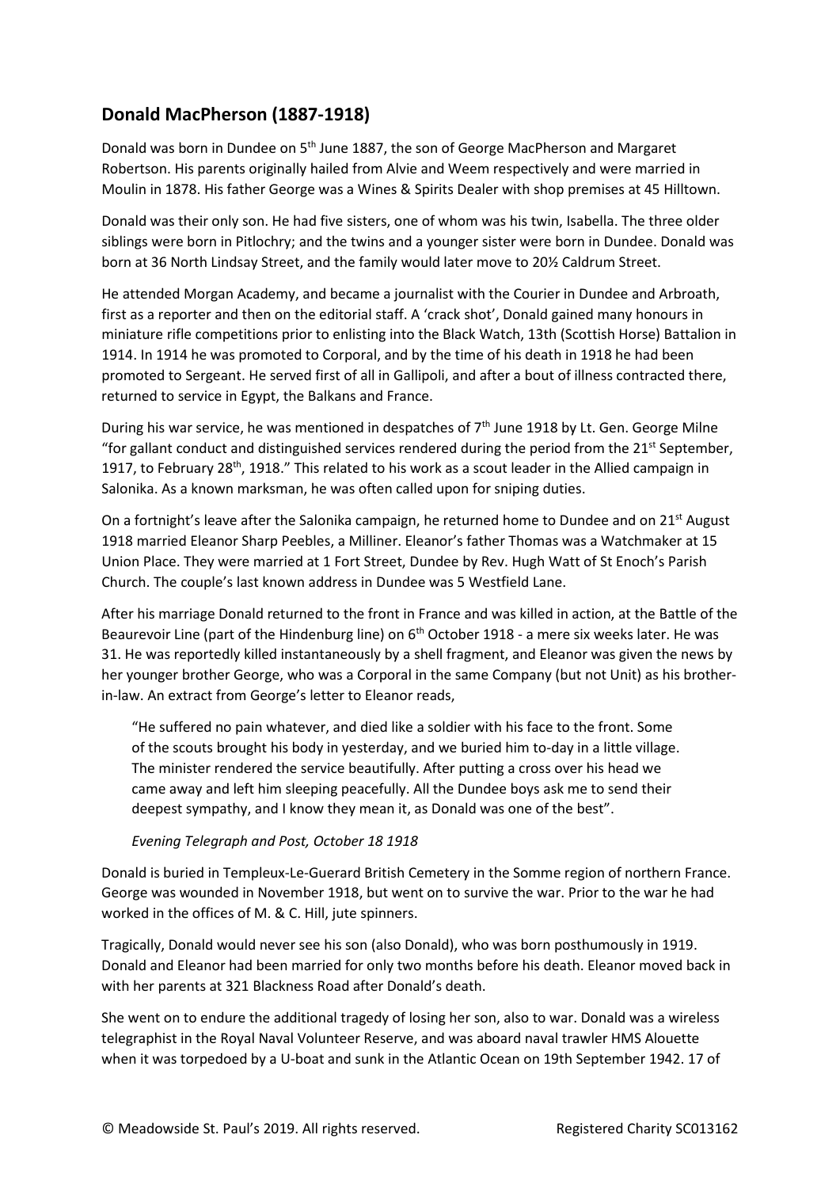## Donald MacPherson (1887-1918)

Donald was born in Dundee on 5th June 1887, the son of George MacPherson and Margaret Robertson. His parents originally hailed from Alvie and Weem respectively and were married in Moulin in 1878. His father George was a Wines & Spirits Dealer with shop premises at 45 Hilltown.

Donald was their only son. He had five sisters, one of whom was his twin, Isabella. The three older siblings were born in Pitlochry; and the twins and a younger sister were born in Dundee. Donald was born at 36 North Lindsay Street, and the family would later move to 20½ Caldrum Street.

He attended Morgan Academy, and became a journalist with the Courier in Dundee and Arbroath, first as a reporter and then on the editorial staff. A 'crack shot', Donald gained many honours in miniature rifle competitions prior to enlisting into the Black Watch, 13th (Scottish Horse) Battalion in 1914. In 1914 he was promoted to Corporal, and by the time of his death in 1918 he had been promoted to Sergeant. He served first of all in Gallipoli, and after a bout of illness contracted there, returned to service in Egypt, the Balkans and France.

During his war service, he was mentioned in despatches of 7th June 1918 by Lt. Gen. George Milne "for gallant conduct and distinguished services rendered during the period from the 21st September, 1917, to February 28th, 1918." This related to his work as a scout leader in the Allied campaign in Salonika. As a known marksman, he was often called upon for sniping duties.

On a fortnight's leave after the Salonika campaign, he returned home to Dundee and on 21st August 1918 married Eleanor Sharp Peebles, a Milliner. Eleanor's father Thomas was a Watchmaker at 15 Union Place. They were married at 1 Fort Street, Dundee by Rev. Hugh Watt of St Enoch's Parish Church. The couple's last known address in Dundee was 5 Westfield Lane.

After his marriage Donald returned to the front in France and was killed in action, at the Battle of the Beaurevoir Line (part of the Hindenburg line) on 6th October 1918 - a mere six weeks later. He was 31. He was reportedly killed instantaneously by a shell fragment, and Eleanor was given the news by her younger brother George, who was a Corporal in the same Company (but not Unit) as his brother-in-law. An extract from George's letter to Eleanor reads,

> "He suffered no pain whatever, and died like a soldier with his face to the front. Some of the scouts brought his body in yesterday, and we buried him to-day in a little village. The minister rendered the service beautifully. After putting a cross over his head we came away and left him sleeping peacefully. All the Dundee boys ask me to send their deepest sympathy, and I know they mean it, as Donald was one of the best".
>
> *Evening Telegraph and Post, October 18 1918*

Donald is buried in Templeux-Le-Guerard British Cemetery in the Somme region of northern France. George was wounded in November 1918, but went on to survive the war. Prior to the war he had worked in the offices of M. & C. Hill, jute spinners.

Tragically, Donald would never see his son (also Donald), who was born posthumously in 1919. Donald and Eleanor had been married for only two months before his death. Eleanor moved back in with her parents at 321 Blackness Road after Donald's death.

She went on to endure the additional tragedy of losing her son, also to war. Donald was a wireless telegraphist in the Royal Naval Volunteer Reserve, and was aboard naval trawler HMS Alouette when it was torpedoed by a U-boat and sunk in the Atlantic Ocean on 19th September 1942. 17 of

© Meadowside St. Paul's 2019. All rights reserved. Registered Charity SC013162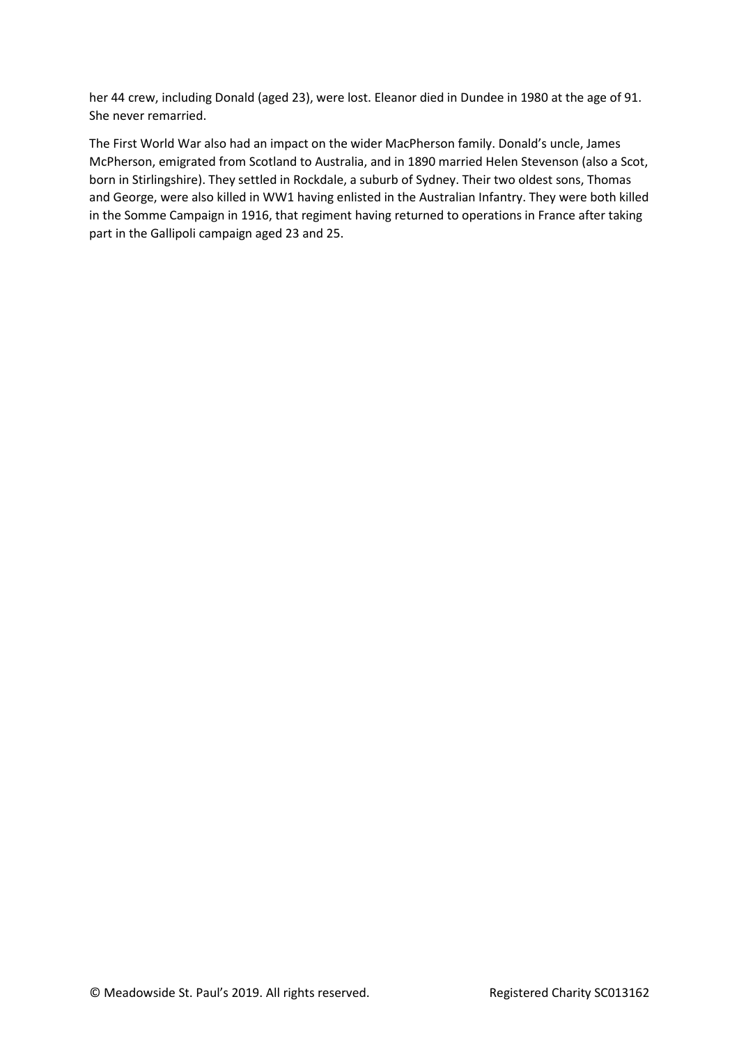her 44 crew, including Donald (aged 23), were lost. Eleanor died in Dundee in 1980 at the age of 91. She never remarried.

The First World War also had an impact on the wider MacPherson family. Donald's uncle, James McPherson, emigrated from Scotland to Australia, and in 1890 married Helen Stevenson (also a Scot, born in Stirlingshire). They settled in Rockdale, a suburb of Sydney. Their two oldest sons, Thomas and George, were also killed in WW1 having enlisted in the Australian Infantry. They were both killed in the Somme Campaign in 1916, that regiment having returned to operations in France after taking part in the Gallipoli campaign aged 23 and 25.

© Meadowside St. Paul's 2019. All rights reserved. Registered Charity SC013162